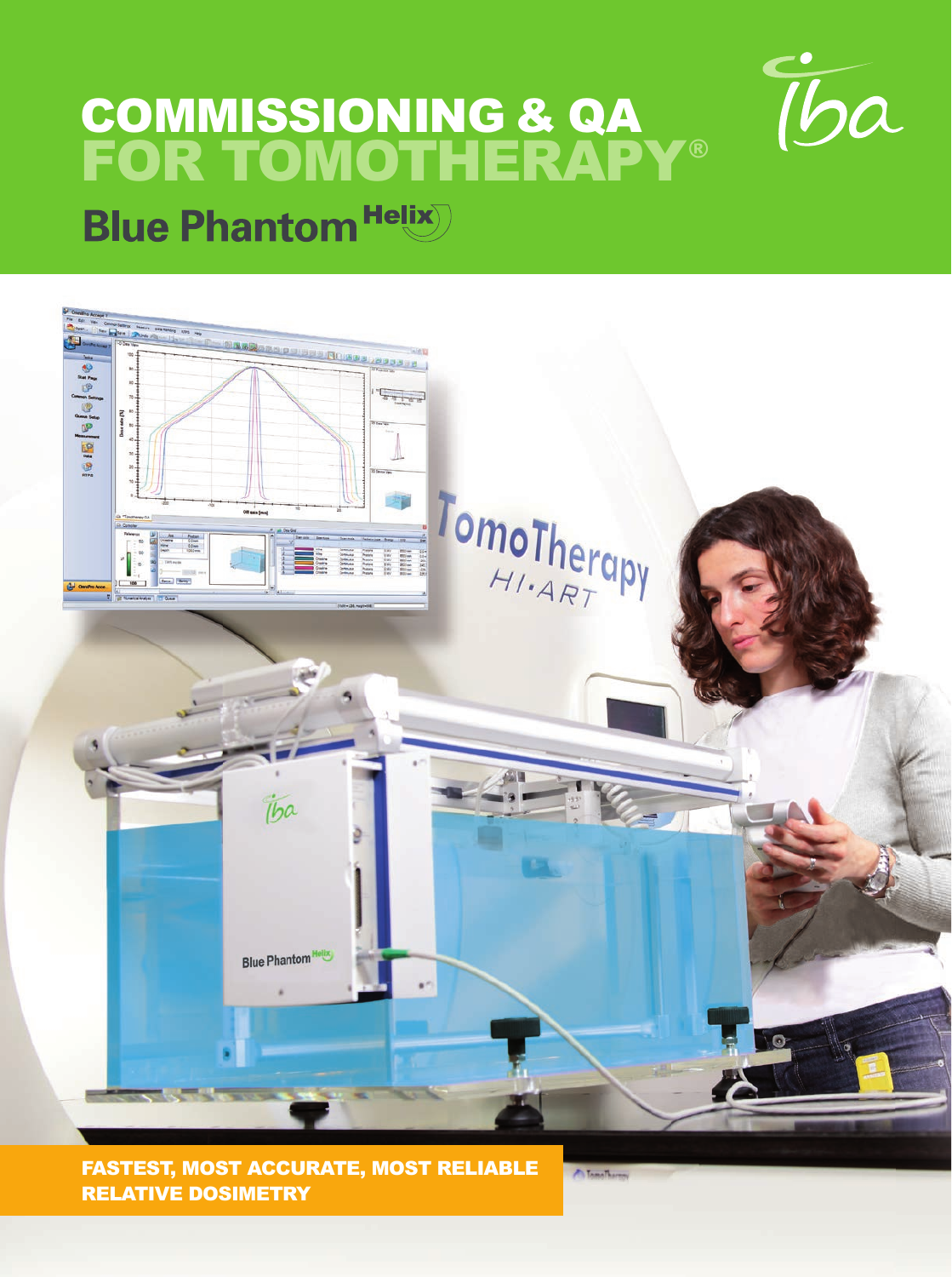# COMMISSIONING & QA FOR TOMOTHERAPY®

## Blue Phantom Helix

**FASTEST, MOST ACCURATE, MOST RELIABLE RELATIVE DOSIMETRY**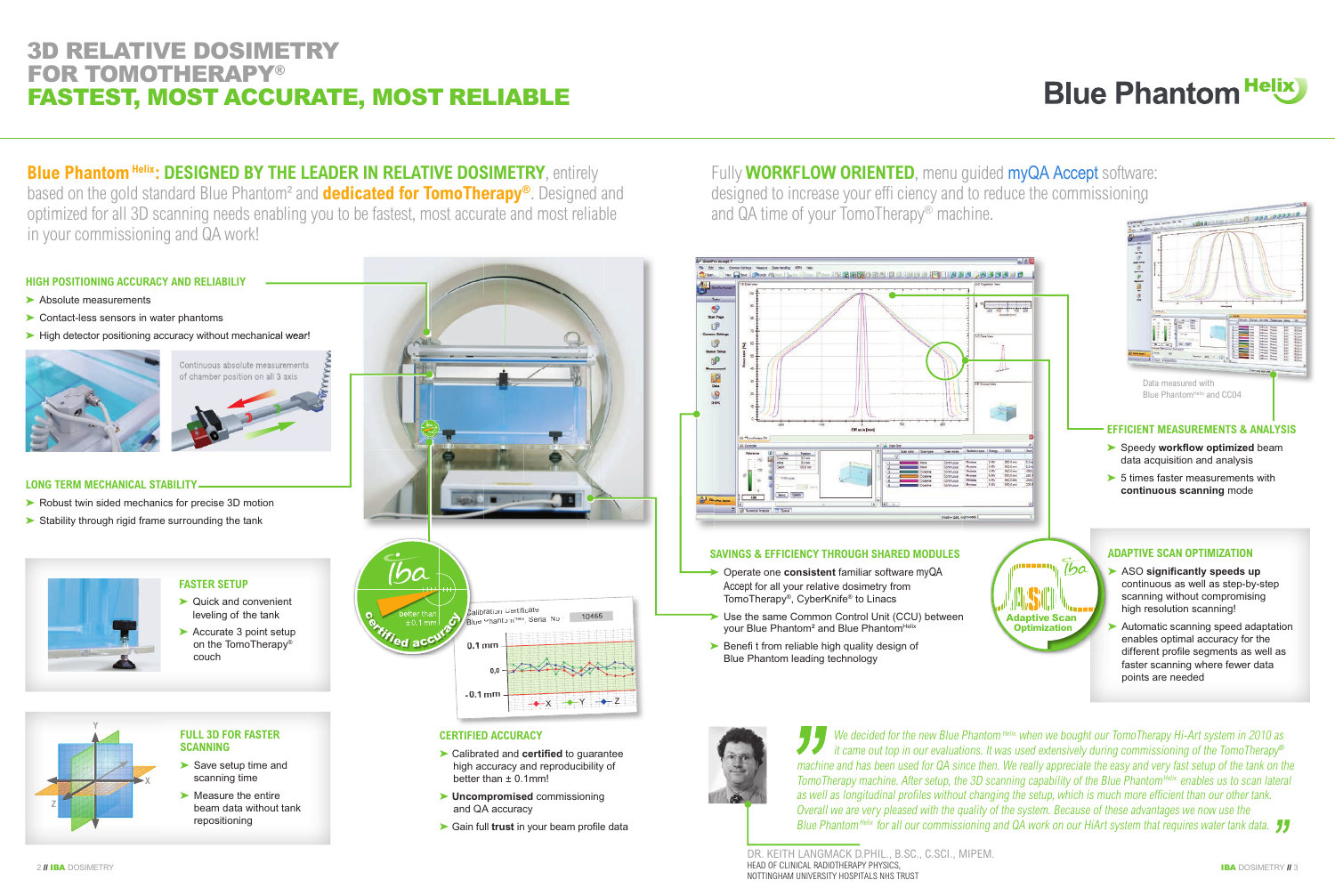# 3D RELATIVE DOSIMETRY FOR TOMOTHERAPY®

# FASTEST, MOST ACCURATE, MOST RELIABLE

Blue Phantom Helix

**Blue Phantom Helix: DESIGNED BY THE LEADER IN RELATIVE DOSIMETRY**, entirely based on the gold standard Blue Phantom² and **dedicated for TomoTherapy®**. Designed and optimized for all 3D scanning needs enabling you to be fastest, most accurate and most reliable in your commissioning and QA work!

Fully **WORKFLOW ORIENTED**, menu guided **myQA Accept** software: designed to increase your efficiency and to reduce the commissioning and QA time of your TomoTherapy® machine.

## HIGH POSITIONING ACCURACY AND RELIABILIY

- Absolute measurements
- Contact-less sensors in water phantoms
- High detector positioning accuracy without mechanical wear!

Continuous absolute measurements of chamber position on all 3 axis

## LONG TERM MECHANICAL STABILITY

- Robust twin sided mechanics for precise 3D motion
- Stability through rigid frame surrounding the tank

## FASTER SETUP

- Quick and convenient leveling of the tank
- Accurate 3 point setup on the TomoTherapy® couch

## FULL 3D FOR FASTER SCANNING

- Save setup time and scanning time
- Measure the entire beam data without tank repositioning

iba — better than ±0.1 mm — Certified accuracy

Calibration Certificate Blue Phantom Helix Serial No: 10465

## CERTIFIED ACCURACY

- Calibrated and **certified** to guarantee high accuracy and reproducibility of better than ± 0.1mm!
- **Uncompromised** commissioning and QA accuracy
- Gain full **trust** in your beam profile data

Data measured with Blue Phantom Helix and CC04

## EFFICIENT MEASUREMENTS & ANALYSIS

- Speedy **workflow optimized** beam data acquisition and analysis
- 5 times faster measurements with **continuous scanning** mode

## SAVINGS & EFFICIENCY THROUGH SHARED MODULES

- Operate one **consistent** familiar software myQA Accept for all your relative dosimetry from TomoTherapy®, CyberKnife® to Linacs
- Use the same Common Control Unit (CCU) between your Blue Phantom² and Blue Phantom Helix
- Benefit from reliable high quality design of Blue Phantom leading technology

iba — ASO — Adaptive Scan Optimization

## ADAPTIVE SCAN OPTIMIZATION

- ASO **significantly speeds up** continuous as well as step-by-step scanning without compromising high resolution scanning!
- Automatic scanning speed adaptation enables optimal accuracy for the different profile segments as well as faster scanning where fewer data points are needed

*"We decided for the new Blue Phantom Helix when we bought our TomoTherapy Hi-Art system in 2010 as it came out top in our evaluations. It was used extensively during commissioning of the TomoTherapy® machine and has been used for QA since then. We really appreciate the easy and very fast setup of the tank on the TomoTherapy machine. After setup, the 3D scanning capability of the Blue Phantom Helix enables us to scan lateral as well as longitudinal profiles without changing the setup, which is much more efficient than our other tank. Overall we are very pleased with the quality of the system. Because of these advantages we now use the Blue Phantom Helix for all our commissioning and QA work on our HiArt system that requires water tank data."*

DR. KEITH LANGMACK D.PHIL., B.SC., C.SCI., MIPEM.
HEAD OF CLINICAL RADIOTHERAPY PHYSICS,
NOTTINGHAM UNIVERSITY HOSPITALS NHS TRUST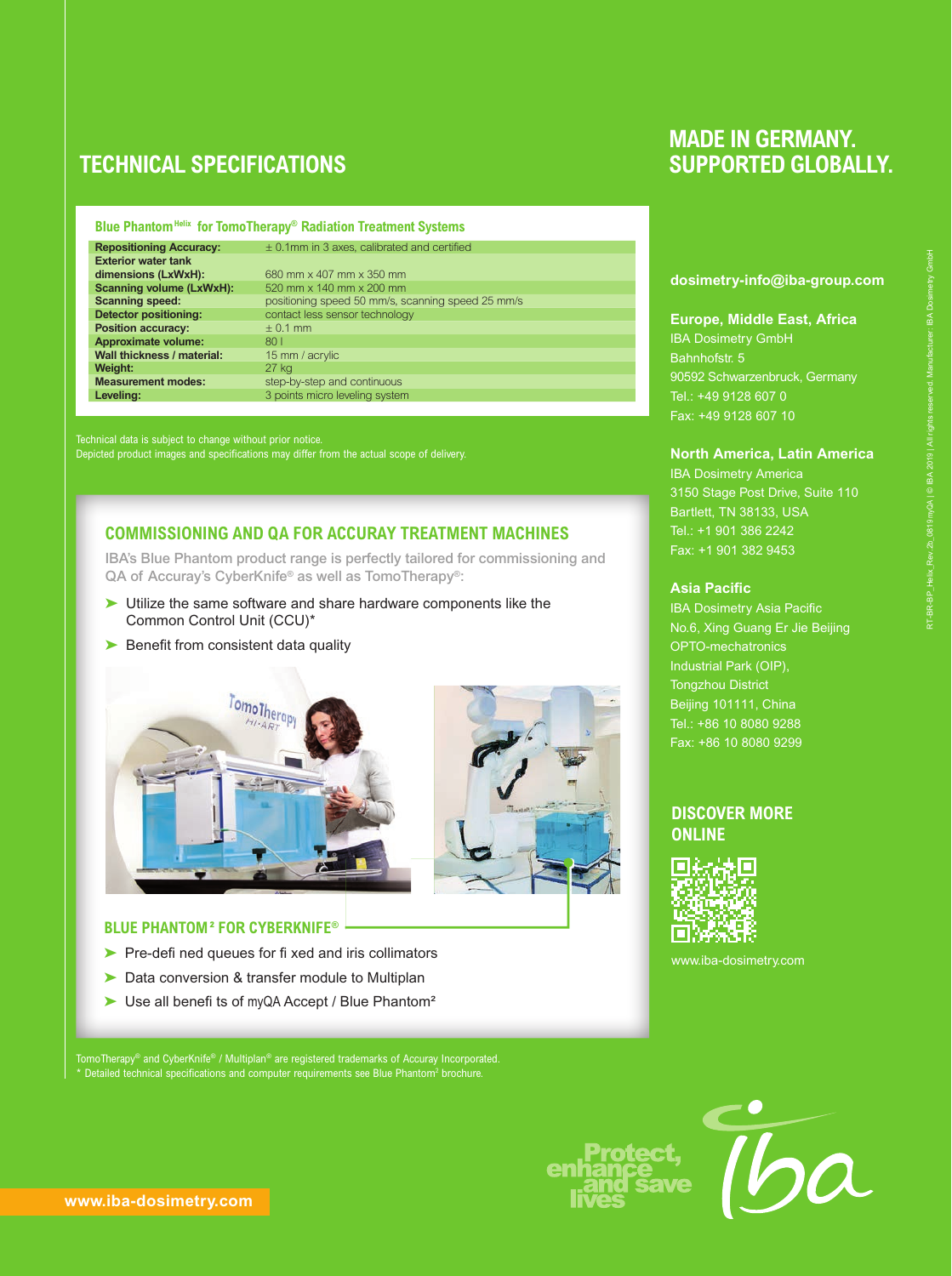# TECHNICAL SPECIFICATIONS

### Blue Phantom Helix for TomoTherapy® Radiation Treatment Systems

| | |
|---|---|
| **Repositioning Accuracy:** | ± 0.1mm in 3 axes, calibrated and certified |
| **Exterior water tank dimensions (LxWxH):** | 680 mm x 407 mm x 350 mm |
| **Scanning volume (LxWxH):** | 520 mm x 140 mm x 200 mm |
| **Scanning speed:** | positioning speed 50 mm/s, scanning speed 25 mm/s |
| **Detector positioning:** | contact less sensor technology |
| **Position accuracy:** | ± 0.1 mm |
| **Approximate volume:** | 80 l |
| **Wall thickness / material:** | 15 mm / acrylic |
| **Weight:** | 27 kg |
| **Measurement modes:** | step-by-step and continuous |
| **Leveling:** | 3 points micro leveling system |

Technical data is subject to change without prior notice.
Depicted product images and specifications may differ from the actual scope of delivery.

## COMMISSIONING AND QA FOR ACCURAY TREATMENT MACHINES

IBA's Blue Phantom product range is perfectly tailored for commissioning and QA of Accuray's CyberKnife® as well as TomoTherapy®:

- Utilize the same software and share hardware components like the Common Control Unit (CCU)*
- Benefit from consistent data quality

### BLUE PHANTOM² FOR CYBERKNIFE®

- Pre-defi ned queues for fi xed and iris collimators
- Data conversion & transfer module to Multiplan
- Use all benefi ts of myQA Accept / Blue Phantom²

TomoTherapy® and CyberKnife® / Multiplan® are registered trademarks of Accuray Incorporated.
* Detailed technical specifications and computer requirements see Blue Phantom² brochure.

## MADE IN GERMANY. SUPPORTED GLOBALLY.

**dosimetry-info@iba-group.com**

**Europe, Middle East, Africa**
IBA Dosimetry GmbH
Bahnhofstr. 5
90592 Schwarzenbruck, Germany
Tel.: +49 9128 607 0
Fax: +49 9128 607 10

**North America, Latin America**
IBA Dosimetry America
3150 Stage Post Drive, Suite 110
Bartlett, TN 38133, USA
Tel.: +1 901 386 2242
Fax: +1 901 382 9453

**Asia Pacific**
IBA Dosimetry Asia Pacific
No.6, Xing Guang Er Jie Beijing
OPTO-mechatronics
Industrial Park (OIP),
Tongzhou District
Beijing 101111, China
Tel.: +86 10 8080 9288
Fax: +86 10 8080 9299

## DISCOVER MORE ONLINE

www.iba-dosimetry.com

Protect, enhance and save lives

www.iba-dosimetry.com

RT-BR-BP_Helix_Rev.2b_0819 myQA | © IBA 2019 | All rights reserved. Manufacturer: IBA Dosimetry GmbH